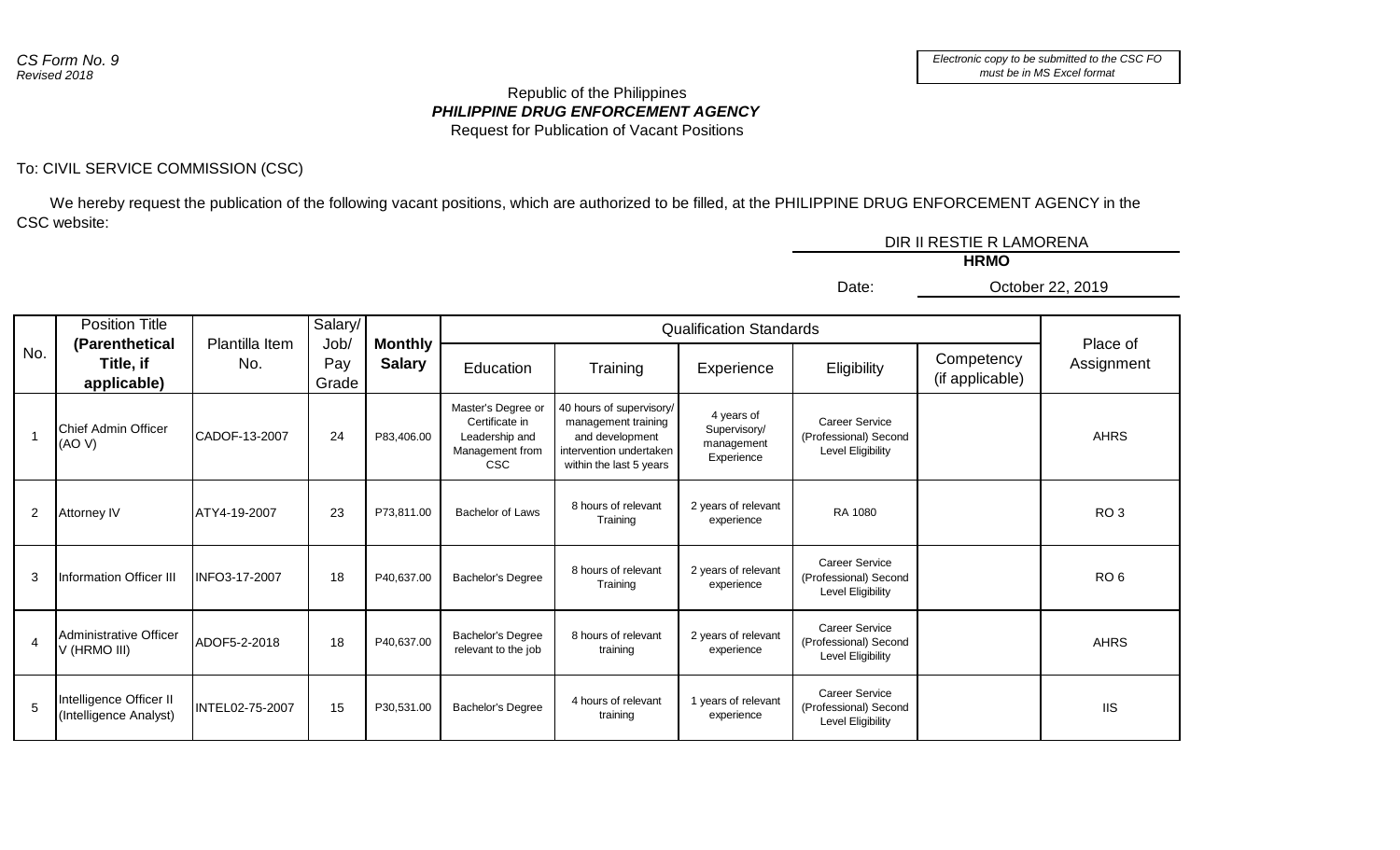*CS Form No. 9*
*Revised 2018*

*Electronic copy to be submitted to the CSC FO must be in MS Excel format*

Republic of the Philippines
***PHILIPPINE DRUG ENFORCEMENT AGENCY***
Request for Publication of Vacant Positions

To: CIVIL SERVICE COMMISSION (CSC)

We hereby request the publication of the following vacant positions, which are authorized to be filled, at the PHILIPPINE DRUG ENFORCEMENT AGENCY in the CSC website:

DIR II RESTIE R LAMORENA
**HRMO**

Date: October 22, 2019

| No. | Position Title **(Parenthetical Title, if applicable)** | Plantilla Item No. | Salary/ Job/ Pay Grade | **Monthly Salary** | Qualification Standards | | | | | Place of Assignment |
|---|---|---|---|---|---|---|---|---|---|---|
| | | | | | Education | Training | Experience | Eligibility | Competency (if applicable) | |
| 1 | Chief Admin Officer (AO V) | CADOF-13-2007 | 24 | P83,406.00 | Master's Degree or Certificate in Leadership and Management from CSC | 40 hours of supervisory/ management training and development intervention undertaken within the last 5 years | 4 years of Supervisory/ management Experience | Career Service (Professional) Second Level Eligibility | | AHRS |
| 2 | Attorney IV | ATY4-19-2007 | 23 | P73,811.00 | Bachelor of Laws | 8 hours of relevant Training | 2 years of relevant experience | RA 1080 | | RO 3 |
| 3 | Information Officer III | INFO3-17-2007 | 18 | P40,637.00 | Bachelor's Degree | 8 hours of relevant Training | 2 years of relevant experience | Career Service (Professional) Second Level Eligibility | | RO 6 |
| 4 | Administrative Officer V (HRMO III) | ADOF5-2-2018 | 18 | P40,637.00 | Bachelor's Degree relevant to the job | 8 hours of relevant training | 2 years of relevant experience | Career Service (Professional) Second Level Eligibility | | AHRS |
| 5 | Intelligence Officer II (Intelligence Analyst) | INTEL02-75-2007 | 15 | P30,531.00 | Bachelor's Degree | 4 hours of relevant training | 1 years of relevant experience | Career Service (Professional) Second Level Eligibility | | IIS |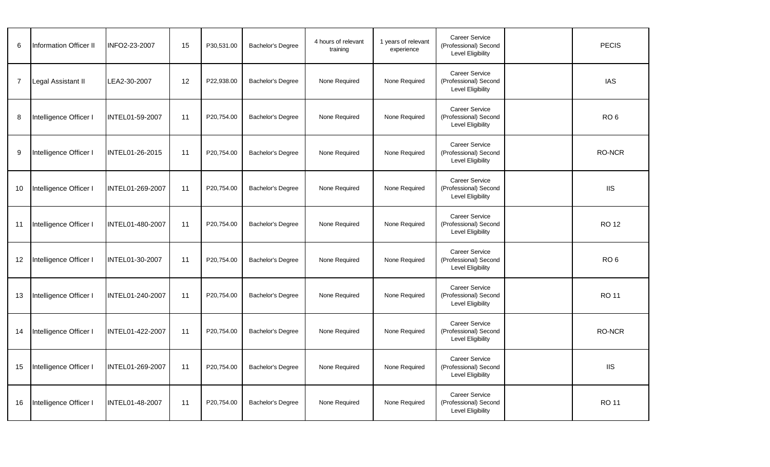| | | | | | | | | | | |
|---|---|---|---|---|---|---|---|---|---|---|
| 6 | Information Officer II | INFO2-23-2007 | 15 | P30,531.00 | Bachelor's Degree | 4 hours of relevant training | 1 years of relevant experience | Career Service (Professional) Second Level Eligibility | | PECIS |
| 7 | Legal Assistant II | LEA2-30-2007 | 12 | P22,938.00 | Bachelor's Degree | None Required | None Required | Career Service (Professional) Second Level Eligibility | | IAS |
| 8 | Intelligence Officer I | INTEL01-59-2007 | 11 | P20,754.00 | Bachelor's Degree | None Required | None Required | Career Service (Professional) Second Level Eligibility | | RO 6 |
| 9 | Intelligence Officer I | INTEL01-26-2015 | 11 | P20,754.00 | Bachelor's Degree | None Required | None Required | Career Service (Professional) Second Level Eligibility | | RO-NCR |
| 10 | Intelligence Officer I | INTEL01-269-2007 | 11 | P20,754.00 | Bachelor's Degree | None Required | None Required | Career Service (Professional) Second Level Eligibility | | IIS |
| 11 | Intelligence Officer I | INTEL01-480-2007 | 11 | P20,754.00 | Bachelor's Degree | None Required | None Required | Career Service (Professional) Second Level Eligibility | | RO 12 |
| 12 | Intelligence Officer I | INTEL01-30-2007 | 11 | P20,754.00 | Bachelor's Degree | None Required | None Required | Career Service (Professional) Second Level Eligibility | | RO 6 |
| 13 | Intelligence Officer I | INTEL01-240-2007 | 11 | P20,754.00 | Bachelor's Degree | None Required | None Required | Career Service (Professional) Second Level Eligibility | | RO 11 |
| 14 | Intelligence Officer I | INTEL01-422-2007 | 11 | P20,754.00 | Bachelor's Degree | None Required | None Required | Career Service (Professional) Second Level Eligibility | | RO-NCR |
| 15 | Intelligence Officer I | INTEL01-269-2007 | 11 | P20,754.00 | Bachelor's Degree | None Required | None Required | Career Service (Professional) Second Level Eligibility | | IIS |
| 16 | Intelligence Officer I | INTEL01-48-2007 | 11 | P20,754.00 | Bachelor's Degree | None Required | None Required | Career Service (Professional) Second Level Eligibility | | RO 11 |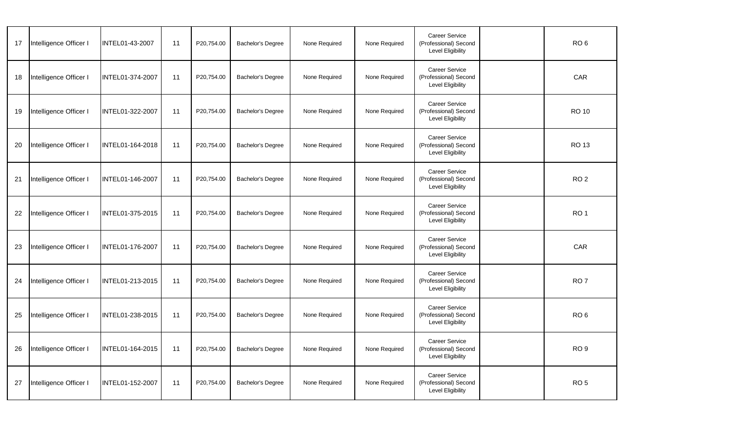| | | | | | | | | | | |
|---|---|---|---|---|---|---|---|---|---|---|
| 17 | Intelligence Officer I | INTEL01-43-2007 | 11 | P20,754.00 | Bachelor's Degree | None Required | None Required | Career Service (Professional) Second Level Eligibility | | RO 6 |
| 18 | Intelligence Officer I | INTEL01-374-2007 | 11 | P20,754.00 | Bachelor's Degree | None Required | None Required | Career Service (Professional) Second Level Eligibility | | CAR |
| 19 | Intelligence Officer I | INTEL01-322-2007 | 11 | P20,754.00 | Bachelor's Degree | None Required | None Required | Career Service (Professional) Second Level Eligibility | | RO 10 |
| 20 | Intelligence Officer I | INTEL01-164-2018 | 11 | P20,754.00 | Bachelor's Degree | None Required | None Required | Career Service (Professional) Second Level Eligibility | | RO 13 |
| 21 | Intelligence Officer I | INTEL01-146-2007 | 11 | P20,754.00 | Bachelor's Degree | None Required | None Required | Career Service (Professional) Second Level Eligibility | | RO 2 |
| 22 | Intelligence Officer I | INTEL01-375-2015 | 11 | P20,754.00 | Bachelor's Degree | None Required | None Required | Career Service (Professional) Second Level Eligibility | | RO 1 |
| 23 | Intelligence Officer I | INTEL01-176-2007 | 11 | P20,754.00 | Bachelor's Degree | None Required | None Required | Career Service (Professional) Second Level Eligibility | | CAR |
| 24 | Intelligence Officer I | INTEL01-213-2015 | 11 | P20,754.00 | Bachelor's Degree | None Required | None Required | Career Service (Professional) Second Level Eligibility | | RO 7 |
| 25 | Intelligence Officer I | INTEL01-238-2015 | 11 | P20,754.00 | Bachelor's Degree | None Required | None Required | Career Service (Professional) Second Level Eligibility | | RO 6 |
| 26 | Intelligence Officer I | INTEL01-164-2015 | 11 | P20,754.00 | Bachelor's Degree | None Required | None Required | Career Service (Professional) Second Level Eligibility | | RO 9 |
| 27 | Intelligence Officer I | INTEL01-152-2007 | 11 | P20,754.00 | Bachelor's Degree | None Required | None Required | Career Service (Professional) Second Level Eligibility | | RO 5 |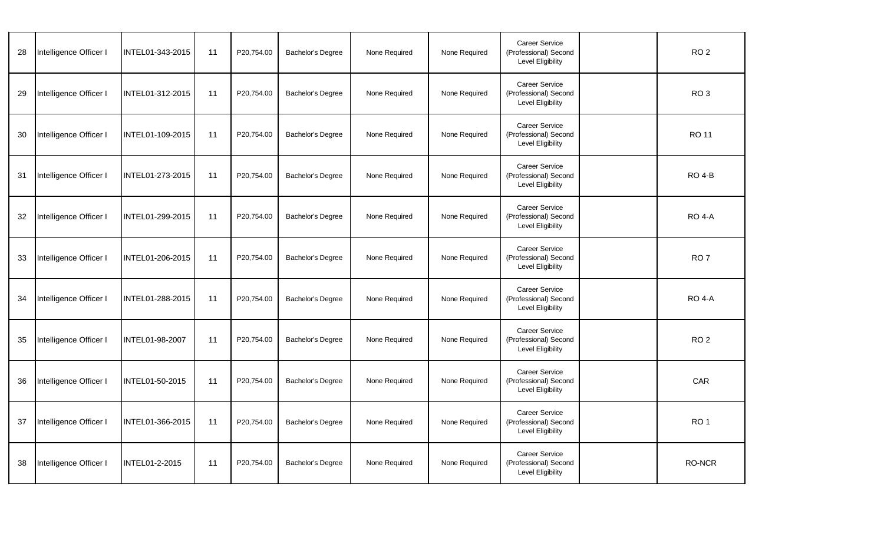| 28 | Intelligence Officer I | INTEL01-343-2015 | 11 | P20,754.00 | Bachelor's Degree | None Required | None Required | Career Service (Professional) Second Level Eligibility | | RO 2 |
|---|---|---|---|---|---|---|---|---|---|---|
| 29 | Intelligence Officer I | INTEL01-312-2015 | 11 | P20,754.00 | Bachelor's Degree | None Required | None Required | Career Service (Professional) Second Level Eligibility | | RO 3 |
| 30 | Intelligence Officer I | INTEL01-109-2015 | 11 | P20,754.00 | Bachelor's Degree | None Required | None Required | Career Service (Professional) Second Level Eligibility | | RO 11 |
| 31 | Intelligence Officer I | INTEL01-273-2015 | 11 | P20,754.00 | Bachelor's Degree | None Required | None Required | Career Service (Professional) Second Level Eligibility | | RO 4-B |
| 32 | Intelligence Officer I | INTEL01-299-2015 | 11 | P20,754.00 | Bachelor's Degree | None Required | None Required | Career Service (Professional) Second Level Eligibility | | RO 4-A |
| 33 | Intelligence Officer I | INTEL01-206-2015 | 11 | P20,754.00 | Bachelor's Degree | None Required | None Required | Career Service (Professional) Second Level Eligibility | | RO 7 |
| 34 | Intelligence Officer I | INTEL01-288-2015 | 11 | P20,754.00 | Bachelor's Degree | None Required | None Required | Career Service (Professional) Second Level Eligibility | | RO 4-A |
| 35 | Intelligence Officer I | INTEL01-98-2007 | 11 | P20,754.00 | Bachelor's Degree | None Required | None Required | Career Service (Professional) Second Level Eligibility | | RO 2 |
| 36 | Intelligence Officer I | INTEL01-50-2015 | 11 | P20,754.00 | Bachelor's Degree | None Required | None Required | Career Service (Professional) Second Level Eligibility | | CAR |
| 37 | Intelligence Officer I | INTEL01-366-2015 | 11 | P20,754.00 | Bachelor's Degree | None Required | None Required | Career Service (Professional) Second Level Eligibility | | RO 1 |
| 38 | Intelligence Officer I | INTEL01-2-2015 | 11 | P20,754.00 | Bachelor's Degree | None Required | None Required | Career Service (Professional) Second Level Eligibility | | RO-NCR |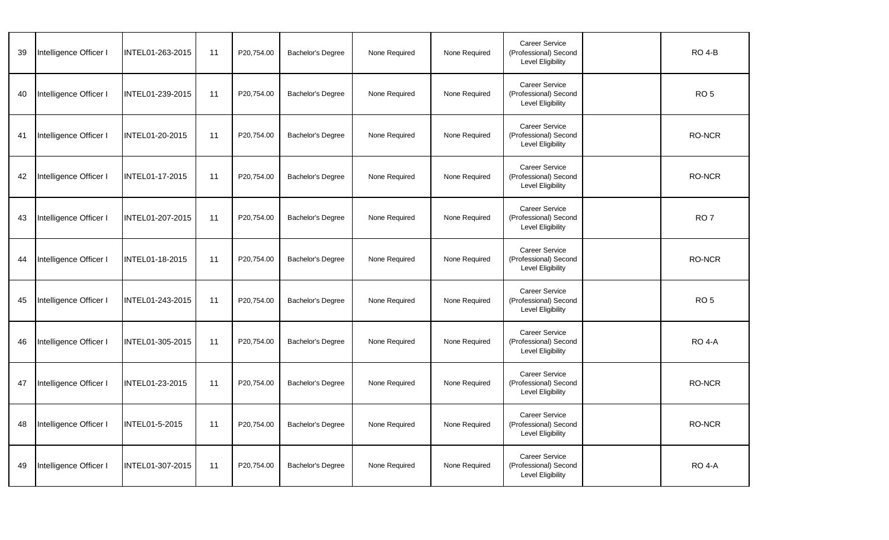| | | | | | | | | | | |
|---|---|---|---|---|---|---|---|---|---|---|
| 39 | Intelligence Officer I | INTEL01-263-2015 | 11 | P20,754.00 | Bachelor's Degree | None Required | None Required | Career Service (Professional) Second Level Eligibility | | RO 4-B |
| 40 | Intelligence Officer I | INTEL01-239-2015 | 11 | P20,754.00 | Bachelor's Degree | None Required | None Required | Career Service (Professional) Second Level Eligibility | | RO 5 |
| 41 | Intelligence Officer I | INTEL01-20-2015 | 11 | P20,754.00 | Bachelor's Degree | None Required | None Required | Career Service (Professional) Second Level Eligibility | | RO-NCR |
| 42 | Intelligence Officer I | INTEL01-17-2015 | 11 | P20,754.00 | Bachelor's Degree | None Required | None Required | Career Service (Professional) Second Level Eligibility | | RO-NCR |
| 43 | Intelligence Officer I | INTEL01-207-2015 | 11 | P20,754.00 | Bachelor's Degree | None Required | None Required | Career Service (Professional) Second Level Eligibility | | RO 7 |
| 44 | Intelligence Officer I | INTEL01-18-2015 | 11 | P20,754.00 | Bachelor's Degree | None Required | None Required | Career Service (Professional) Second Level Eligibility | | RO-NCR |
| 45 | Intelligence Officer I | INTEL01-243-2015 | 11 | P20,754.00 | Bachelor's Degree | None Required | None Required | Career Service (Professional) Second Level Eligibility | | RO 5 |
| 46 | Intelligence Officer I | INTEL01-305-2015 | 11 | P20,754.00 | Bachelor's Degree | None Required | None Required | Career Service (Professional) Second Level Eligibility | | RO 4-A |
| 47 | Intelligence Officer I | INTEL01-23-2015 | 11 | P20,754.00 | Bachelor's Degree | None Required | None Required | Career Service (Professional) Second Level Eligibility | | RO-NCR |
| 48 | Intelligence Officer I | INTEL01-5-2015 | 11 | P20,754.00 | Bachelor's Degree | None Required | None Required | Career Service (Professional) Second Level Eligibility | | RO-NCR |
| 49 | Intelligence Officer I | INTEL01-307-2015 | 11 | P20,754.00 | Bachelor's Degree | None Required | None Required | Career Service (Professional) Second Level Eligibility | | RO 4-A |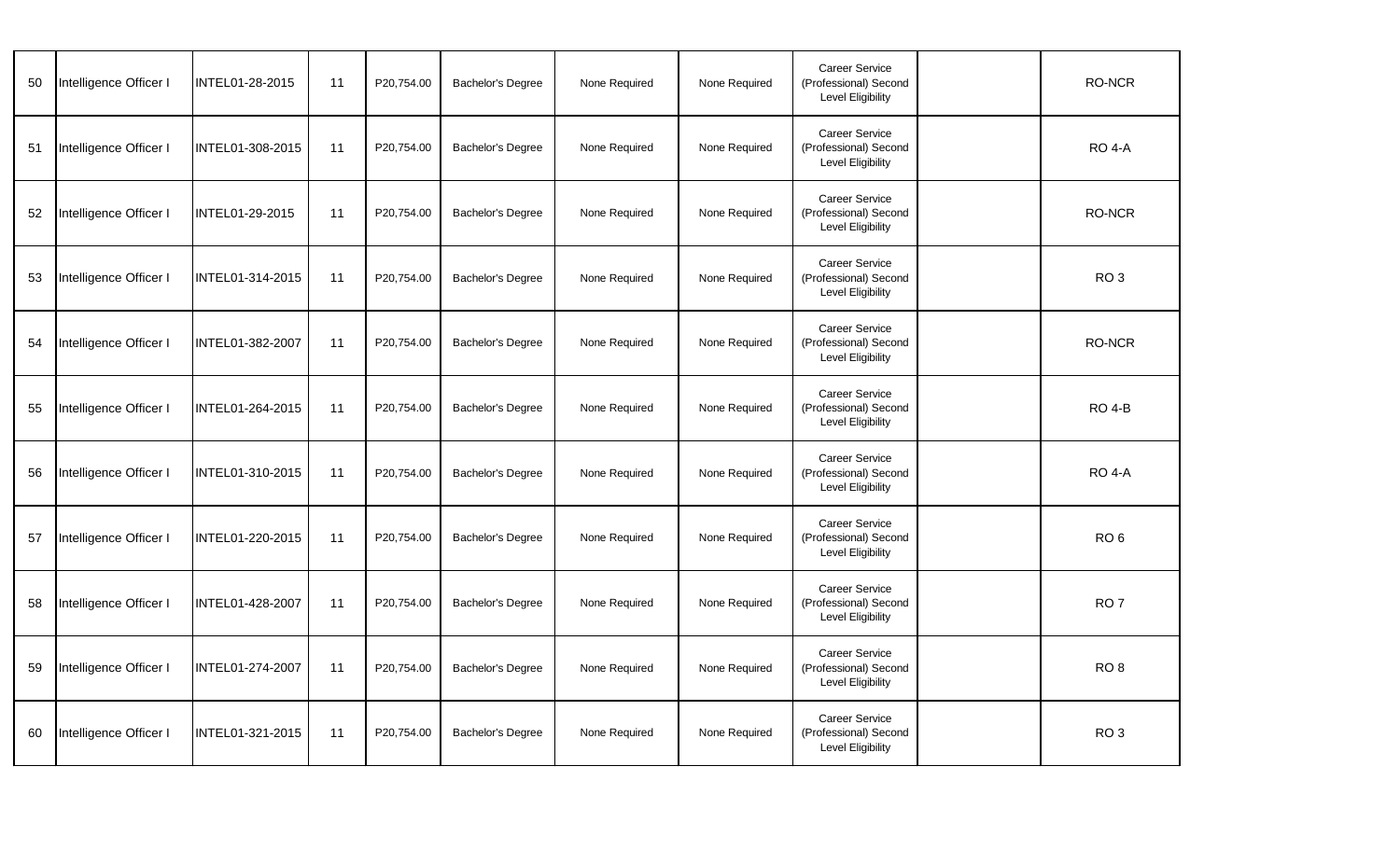| | | | | | | | | | | |
|---|---|---|---|---|---|---|---|---|---|---|
| 50 | Intelligence Officer I | INTEL01-28-2015 | 11 | P20,754.00 | Bachelor's Degree | None Required | None Required | Career Service (Professional) Second Level Eligibility | | RO-NCR |
| 51 | Intelligence Officer I | INTEL01-308-2015 | 11 | P20,754.00 | Bachelor's Degree | None Required | None Required | Career Service (Professional) Second Level Eligibility | | RO 4-A |
| 52 | Intelligence Officer I | INTEL01-29-2015 | 11 | P20,754.00 | Bachelor's Degree | None Required | None Required | Career Service (Professional) Second Level Eligibility | | RO-NCR |
| 53 | Intelligence Officer I | INTEL01-314-2015 | 11 | P20,754.00 | Bachelor's Degree | None Required | None Required | Career Service (Professional) Second Level Eligibility | | RO 3 |
| 54 | Intelligence Officer I | INTEL01-382-2007 | 11 | P20,754.00 | Bachelor's Degree | None Required | None Required | Career Service (Professional) Second Level Eligibility | | RO-NCR |
| 55 | Intelligence Officer I | INTEL01-264-2015 | 11 | P20,754.00 | Bachelor's Degree | None Required | None Required | Career Service (Professional) Second Level Eligibility | | RO 4-B |
| 56 | Intelligence Officer I | INTEL01-310-2015 | 11 | P20,754.00 | Bachelor's Degree | None Required | None Required | Career Service (Professional) Second Level Eligibility | | RO 4-A |
| 57 | Intelligence Officer I | INTEL01-220-2015 | 11 | P20,754.00 | Bachelor's Degree | None Required | None Required | Career Service (Professional) Second Level Eligibility | | RO 6 |
| 58 | Intelligence Officer I | INTEL01-428-2007 | 11 | P20,754.00 | Bachelor's Degree | None Required | None Required | Career Service (Professional) Second Level Eligibility | | RO 7 |
| 59 | Intelligence Officer I | INTEL01-274-2007 | 11 | P20,754.00 | Bachelor's Degree | None Required | None Required | Career Service (Professional) Second Level Eligibility | | RO 8 |
| 60 | Intelligence Officer I | INTEL01-321-2015 | 11 | P20,754.00 | Bachelor's Degree | None Required | None Required | Career Service (Professional) Second Level Eligibility | | RO 3 |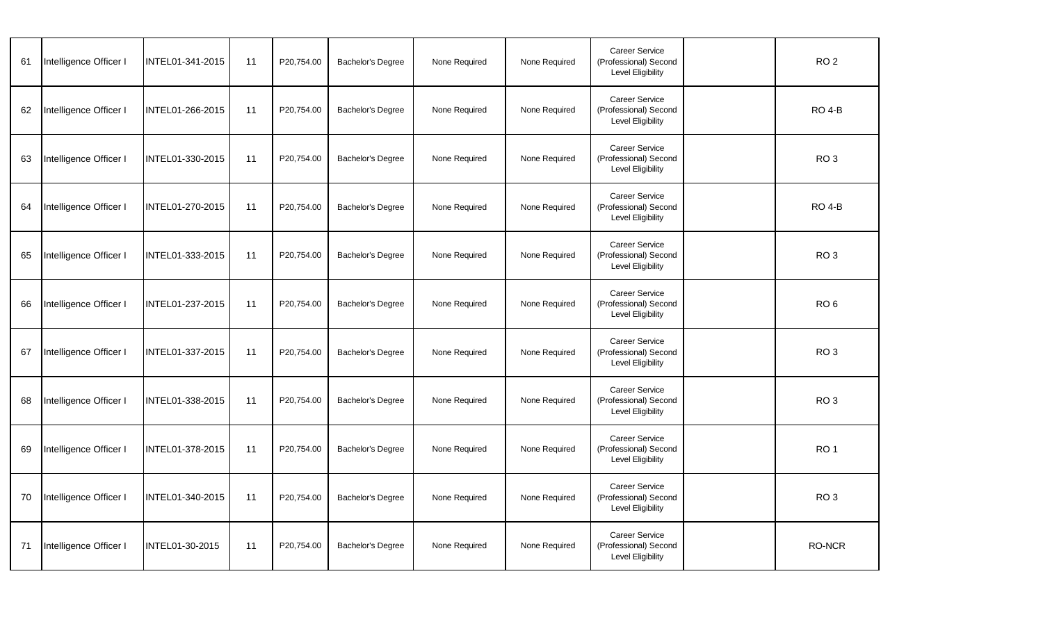| | | | | | | | | | | |
|---|---|---|---|---|---|---|---|---|---|---|
| 61 | Intelligence Officer I | INTEL01-341-2015 | 11 | P20,754.00 | Bachelor's Degree | None Required | None Required | Career Service (Professional) Second Level Eligibility | | RO 2 |
| 62 | Intelligence Officer I | INTEL01-266-2015 | 11 | P20,754.00 | Bachelor's Degree | None Required | None Required | Career Service (Professional) Second Level Eligibility | | RO 4-B |
| 63 | Intelligence Officer I | INTEL01-330-2015 | 11 | P20,754.00 | Bachelor's Degree | None Required | None Required | Career Service (Professional) Second Level Eligibility | | RO 3 |
| 64 | Intelligence Officer I | INTEL01-270-2015 | 11 | P20,754.00 | Bachelor's Degree | None Required | None Required | Career Service (Professional) Second Level Eligibility | | RO 4-B |
| 65 | Intelligence Officer I | INTEL01-333-2015 | 11 | P20,754.00 | Bachelor's Degree | None Required | None Required | Career Service (Professional) Second Level Eligibility | | RO 3 |
| 66 | Intelligence Officer I | INTEL01-237-2015 | 11 | P20,754.00 | Bachelor's Degree | None Required | None Required | Career Service (Professional) Second Level Eligibility | | RO 6 |
| 67 | Intelligence Officer I | INTEL01-337-2015 | 11 | P20,754.00 | Bachelor's Degree | None Required | None Required | Career Service (Professional) Second Level Eligibility | | RO 3 |
| 68 | Intelligence Officer I | INTEL01-338-2015 | 11 | P20,754.00 | Bachelor's Degree | None Required | None Required | Career Service (Professional) Second Level Eligibility | | RO 3 |
| 69 | Intelligence Officer I | INTEL01-378-2015 | 11 | P20,754.00 | Bachelor's Degree | None Required | None Required | Career Service (Professional) Second Level Eligibility | | RO 1 |
| 70 | Intelligence Officer I | INTEL01-340-2015 | 11 | P20,754.00 | Bachelor's Degree | None Required | None Required | Career Service (Professional) Second Level Eligibility | | RO 3 |
| 71 | Intelligence Officer I | INTEL01-30-2015 | 11 | P20,754.00 | Bachelor's Degree | None Required | None Required | Career Service (Professional) Second Level Eligibility | | RO-NCR |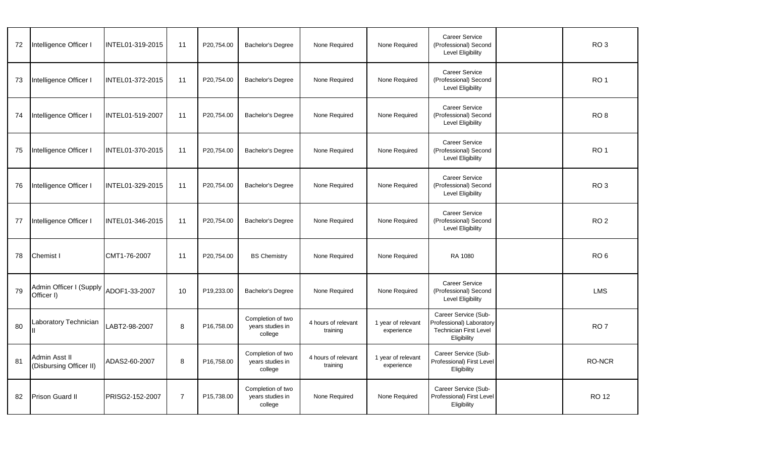| 72 | Intelligence Officer I | INTEL01-319-2015 | 11 | P20,754.00 | Bachelor's Degree | None Required | None Required | Career Service (Professional) Second Level Eligibility | | RO 3 |
|---|---|---|---|---|---|---|---|---|---|---|
| 73 | Intelligence Officer I | INTEL01-372-2015 | 11 | P20,754.00 | Bachelor's Degree | None Required | None Required | Career Service (Professional) Second Level Eligibility | | RO 1 |
| 74 | Intelligence Officer I | INTEL01-519-2007 | 11 | P20,754.00 | Bachelor's Degree | None Required | None Required | Career Service (Professional) Second Level Eligibility | | RO 8 |
| 75 | Intelligence Officer I | INTEL01-370-2015 | 11 | P20,754.00 | Bachelor's Degree | None Required | None Required | Career Service (Professional) Second Level Eligibility | | RO 1 |
| 76 | Intelligence Officer I | INTEL01-329-2015 | 11 | P20,754.00 | Bachelor's Degree | None Required | None Required | Career Service (Professional) Second Level Eligibility | | RO 3 |
| 77 | Intelligence Officer I | INTEL01-346-2015 | 11 | P20,754.00 | Bachelor's Degree | None Required | None Required | Career Service (Professional) Second Level Eligibility | | RO 2 |
| 78 | Chemist I | CMT1-76-2007 | 11 | P20,754.00 | BS Chemistry | None Required | None Required | RA 1080 | | RO 6 |
| 79 | Admin Officer I (Supply Officer I) | ADOF1-33-2007 | 10 | P19,233.00 | Bachelor's Degree | None Required | None Required | Career Service (Professional) Second Level Eligibility | | LMS |
| 80 | Laboratory Technician II | LABT2-98-2007 | 8 | P16,758.00 | Completion of two years studies in college | 4 hours of relevant training | 1 year of relevant experience | Career Service (Sub-Professional) Laboratory Technician First Level Eligibility | | RO 7 |
| 81 | Admin Asst II (Disbursing Officer II) | ADAS2-60-2007 | 8 | P16,758.00 | Completion of two years studies in college | 4 hours of relevant training | 1 year of relevant experience | Career Service (Sub-Professional) First Level Eligibility | | RO-NCR |
| 82 | Prison Guard II | PRISG2-152-2007 | 7 | P15,738.00 | Completion of two years studies in college | None Required | None Required | Career Service (Sub-Professional) First Level Eligibility | | RO 12 |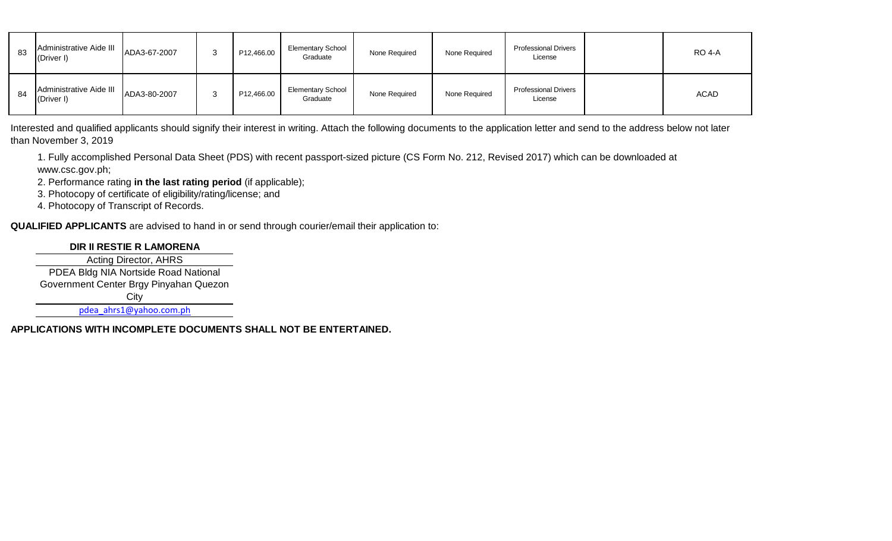| | | | | | | | | | | |
|---|---|---|---|---|---|---|---|---|---|---|
| 83 | Administrative Aide III (Driver I) | ADA3-67-2007 | 3 | P12,466.00 | Elementary School Graduate | None Required | None Required | Professional Drivers License | | RO 4-A |
| 84 | Administrative Aide III (Driver I) | ADA3-80-2007 | 3 | P12,466.00 | Elementary School Graduate | None Required | None Required | Professional Drivers License | | ACAD |

Interested and qualified applicants should signify their interest in writing. Attach the following documents to the application letter and send to the address below not later than November 3, 2019

1. Fully accomplished Personal Data Sheet (PDS) with recent passport-sized picture (CS Form No. 212, Revised 2017) which can be downloaded at www.csc.gov.ph;
2. Performance rating **in the last rating period** (if applicable);
3. Photocopy of certificate of eligibility/rating/license; and
4. Photocopy of Transcript of Records.

**QUALIFIED APPLICANTS** are advised to hand in or send through courier/email their application to:

**DIR II RESTIE R LAMORENA**
Acting Director, AHRS
PDEA Bldg NIA Nortside Road National Government Center Brgy Pinyahan Quezon City
pdea_ahrs1@yahoo.com.ph

**APPLICATIONS WITH INCOMPLETE DOCUMENTS SHALL NOT BE ENTERTAINED.**